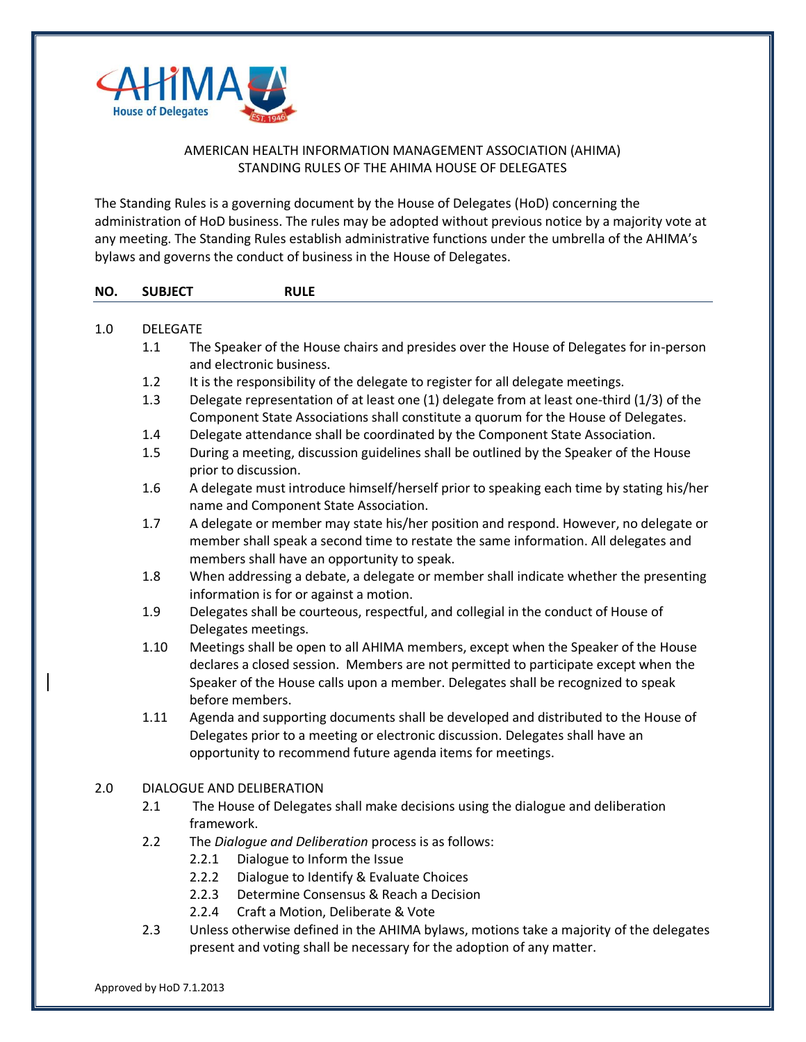AHIMA House of Delegates

# AMERICAN HEALTH INFORMATION MANAGEMENT ASSOCIATION (AHIMA)
## STANDING RULES OF THE AHIMA HOUSE OF DELEGATES

The Standing Rules is a governing document by the House of Delegates (HoD) concerning the administration of HoD business. The rules may be adopted without previous notice by a majority vote at any meeting. The Standing Rules establish administrative functions under the umbrella of the AHIMA's bylaws and governs the conduct of business in the House of Delegates.

| NO. | SUBJECT | RULE |
|---|---|---|

**1.0 DELEGATE**

- 1.1 The Speaker of the House chairs and presides over the House of Delegates for in-person and electronic business.
- 1.2 It is the responsibility of the delegate to register for all delegate meetings.
- 1.3 Delegate representation of at least one (1) delegate from at least one-third (1/3) of the Component State Associations shall constitute a quorum for the House of Delegates.
- 1.4 Delegate attendance shall be coordinated by the Component State Association.
- 1.5 During a meeting, discussion guidelines shall be outlined by the Speaker of the House prior to discussion.
- 1.6 A delegate must introduce himself/herself prior to speaking each time by stating his/her name and Component State Association.
- 1.7 A delegate or member may state his/her position and respond. However, no delegate or member shall speak a second time to restate the same information. All delegates and members shall have an opportunity to speak.
- 1.8 When addressing a debate, a delegate or member shall indicate whether the presenting information is for or against a motion.
- 1.9 Delegates shall be courteous, respectful, and collegial in the conduct of House of Delegates meetings.
- 1.10 Meetings shall be open to all AHIMA members, except when the Speaker of the House declares a closed session. Members are not permitted to participate except when the Speaker of the House calls upon a member. Delegates shall be recognized to speak before members.
- 1.11 Agenda and supporting documents shall be developed and distributed to the House of Delegates prior to a meeting or electronic discussion. Delegates shall have an opportunity to recommend future agenda items for meetings.

**2.0 DIALOGUE AND DELIBERATION**

- 2.1 The House of Delegates shall make decisions using the dialogue and deliberation framework.
- 2.2 The *Dialogue and Deliberation* process is as follows:
  - 2.2.1 Dialogue to Inform the Issue
  - 2.2.2 Dialogue to Identify & Evaluate Choices
  - 2.2.3 Determine Consensus & Reach a Decision
  - 2.2.4 Craft a Motion, Deliberate & Vote
- 2.3 Unless otherwise defined in the AHIMA bylaws, motions take a majority of the delegates present and voting shall be necessary for the adoption of any matter.

Approved by HoD 7.1.2013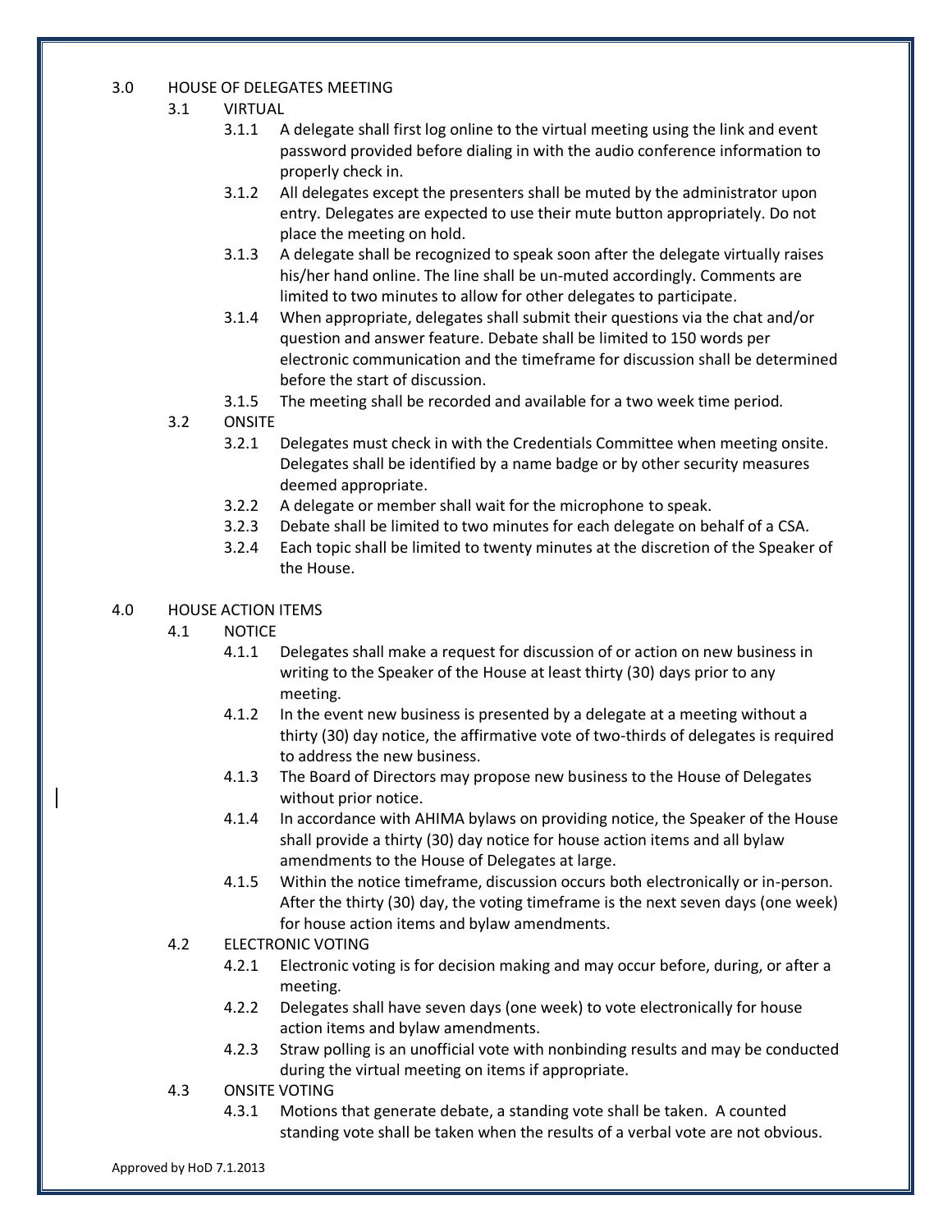3.0 HOUSE OF DELEGATES MEETING

3.1 VIRTUAL

3.1.1 A delegate shall first log online to the virtual meeting using the link and event password provided before dialing in with the audio conference information to properly check in.

3.1.2 All delegates except the presenters shall be muted by the administrator upon entry. Delegates are expected to use their mute button appropriately. Do not place the meeting on hold.

3.1.3 A delegate shall be recognized to speak soon after the delegate virtually raises his/her hand online. The line shall be un-muted accordingly. Comments are limited to two minutes to allow for other delegates to participate.

3.1.4 When appropriate, delegates shall submit their questions via the chat and/or question and answer feature. Debate shall be limited to 150 words per electronic communication and the timeframe for discussion shall be determined before the start of discussion.

3.1.5 The meeting shall be recorded and available for a two week time period.

3.2 ONSITE

3.2.1 Delegates must check in with the Credentials Committee when meeting onsite. Delegates shall be identified by a name badge or by other security measures deemed appropriate.

3.2.2 A delegate or member shall wait for the microphone to speak.

3.2.3 Debate shall be limited to two minutes for each delegate on behalf of a CSA.

3.2.4 Each topic shall be limited to twenty minutes at the discretion of the Speaker of the House.

4.0 HOUSE ACTION ITEMS

4.1 NOTICE

4.1.1 Delegates shall make a request for discussion of or action on new business in writing to the Speaker of the House at least thirty (30) days prior to any meeting.

4.1.2 In the event new business is presented by a delegate at a meeting without a thirty (30) day notice, the affirmative vote of two-thirds of delegates is required to address the new business.

4.1.3 The Board of Directors may propose new business to the House of Delegates without prior notice.

4.1.4 In accordance with AHIMA bylaws on providing notice, the Speaker of the House shall provide a thirty (30) day notice for house action items and all bylaw amendments to the House of Delegates at large.

4.1.5 Within the notice timeframe, discussion occurs both electronically or in-person. After the thirty (30) day, the voting timeframe is the next seven days (one week) for house action items and bylaw amendments.

4.2 ELECTRONIC VOTING

4.2.1 Electronic voting is for decision making and may occur before, during, or after a meeting.

4.2.2 Delegates shall have seven days (one week) to vote electronically for house action items and bylaw amendments.

4.2.3 Straw polling is an unofficial vote with nonbinding results and may be conducted during the virtual meeting on items if appropriate.

4.3 ONSITE VOTING

4.3.1 Motions that generate debate, a standing vote shall be taken. A counted standing vote shall be taken when the results of a verbal vote are not obvious.

Approved by HoD 7.1.2013